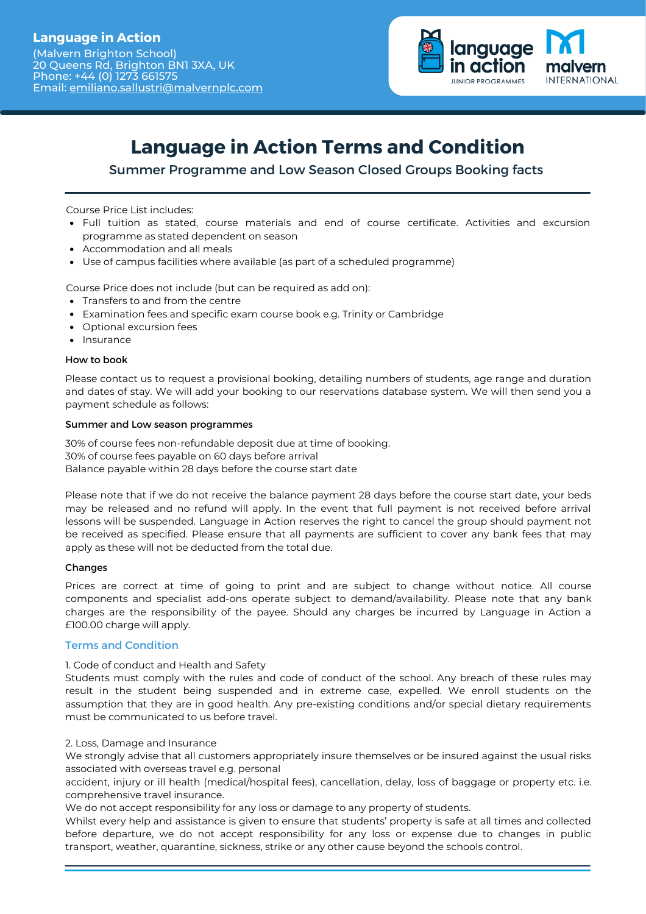**Language in Action**
(Malvern Brighton School)
20 Queens Rd, Brighton BN1 3XA, UK
Phone: +44 (0) 1273 661575
Email: emiliano.sallustri@malvernplc.com

# Language in Action Terms and Condition

## Summer Programme and Low Season Closed Groups Booking facts

Course Price List includes:

- Full tuition as stated, course materials and end of course certificate. Activities and excursion programme as stated dependent on season
- Accommodation and all meals
- Use of campus facilities where available (as part of a scheduled programme)

Course Price does not include (but can be required as add on):

- Transfers to and from the centre
- Examination fees and specific exam course book e.g. Trinity or Cambridge
- Optional excursion fees
- Insurance

#### How to book

Please contact us to request a provisional booking, detailing numbers of students, age range and duration and dates of stay. We will add your booking to our reservations database system. We will then send you a payment schedule as follows:

#### Summer and Low season programmes

30% of course fees non-refundable deposit due at time of booking.
30% of course fees payable on 60 days before arrival
Balance payable within 28 days before the course start date

Please note that if we do not receive the balance payment 28 days before the course start date, your beds may be released and no refund will apply. In the event that full payment is not received before arrival lessons will be suspended. Language in Action reserves the right to cancel the group should payment not be received as specified. Please ensure that all payments are sufficient to cover any bank fees that may apply as these will not be deducted from the total due.

#### Changes

Prices are correct at time of going to print and are subject to change without notice. All course components and specialist add-ons operate subject to demand/availability. Please note that any bank charges are the responsibility of the payee. Should any charges be incurred by Language in Action a £100.00 charge will apply.

### Terms and Condition

1. Code of conduct and Health and Safety
Students must comply with the rules and code of conduct of the school. Any breach of these rules may result in the student being suspended and in extreme case, expelled. We enroll students on the assumption that they are in good health. Any pre-existing conditions and/or special dietary requirements must be communicated to us before travel.

2. Loss, Damage and Insurance
We strongly advise that all customers appropriately insure themselves or be insured against the usual risks associated with overseas travel e.g. personal accident, injury or ill health (medical/hospital fees), cancellation, delay, loss of baggage or property etc. i.e. comprehensive travel insurance.
We do not accept responsibility for any loss or damage to any property of students.
Whilst every help and assistance is given to ensure that students' property is safe at all times and collected before departure, we do not accept responsibility for any loss or expense due to changes in public transport, weather, quarantine, sickness, strike or any other cause beyond the schools control.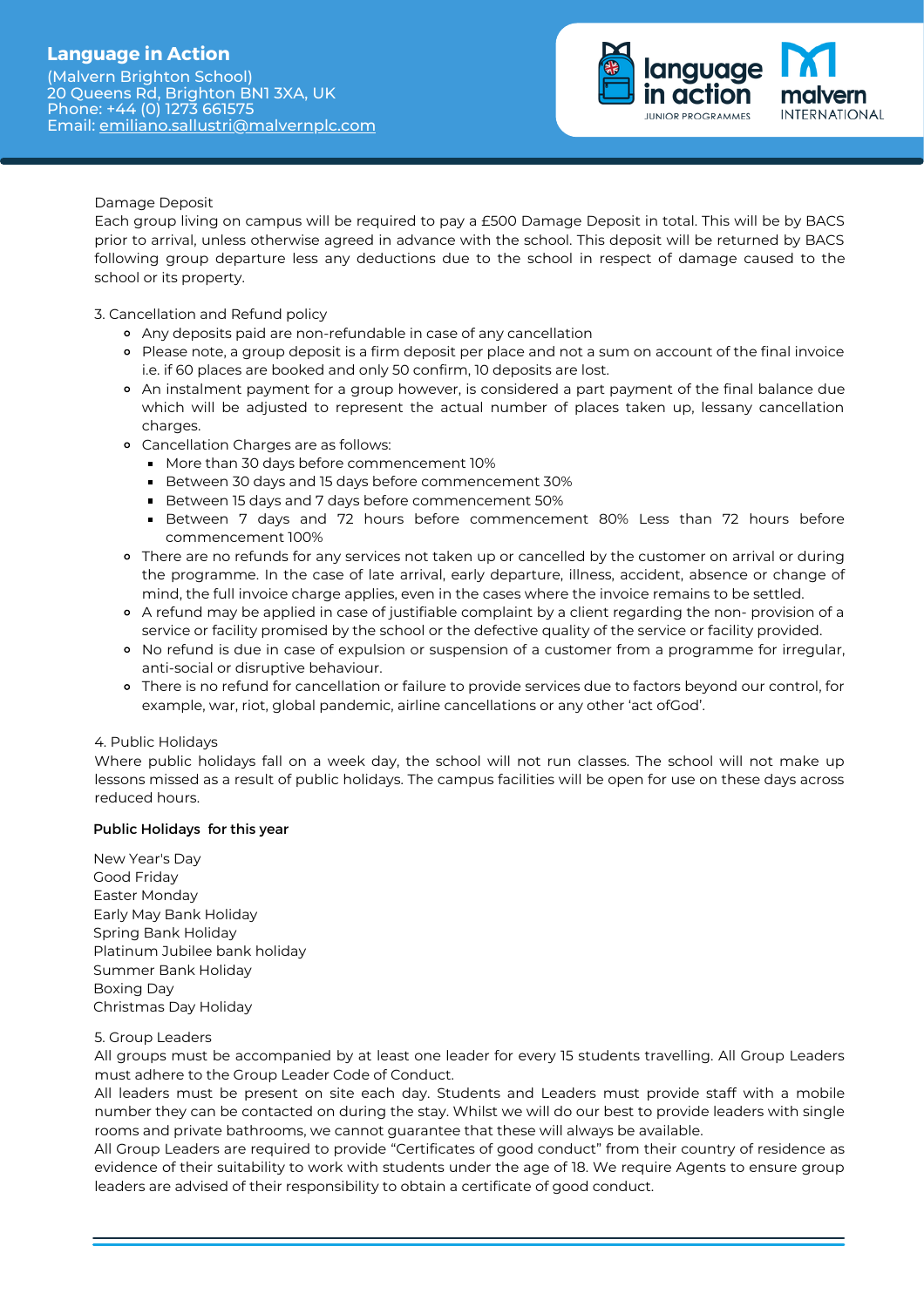Damage Deposit

Each group living on campus will be required to pay a £500 Damage Deposit in total. This will be by BACS prior to arrival, unless otherwise agreed in advance with the school. This deposit will be returned by BACS following group departure less any deductions due to the school in respect of damage caused to the school or its property.

3. Cancellation and Refund policy

- Any deposits paid are non-refundable in case of any cancellation
- Please note, a group deposit is a firm deposit per place and not a sum on account of the final invoice i.e. if 60 places are booked and only 50 confirm, 10 deposits are lost.
- An instalment payment for a group however, is considered a part payment of the final balance due which will be adjusted to represent the actual number of places taken up, lessany cancellation charges.
- Cancellation Charges are as follows:
  - More than 30 days before commencement 10%
  - Between 30 days and 15 days before commencement 30%
  - Between 15 days and 7 days before commencement 50%
  - Between 7 days and 72 hours before commencement 80% Less than 72 hours before commencement 100%
- There are no refunds for any services not taken up or cancelled by the customer on arrival or during the programme. In the case of late arrival, early departure, illness, accident, absence or change of mind, the full invoice charge applies, even in the cases where the invoice remains to be settled.
- A refund may be applied in case of justifiable complaint by a client regarding the non- provision of a service or facility promised by the school or the defective quality of the service or facility provided.
- No refund is due in case of expulsion or suspension of a customer from a programme for irregular, anti-social or disruptive behaviour.
- There is no refund for cancellation or failure to provide services due to factors beyond our control, for example, war, riot, global pandemic, airline cancellations or any other 'act ofGod'.

4. Public Holidays

Where public holidays fall on a week day, the school will not run classes. The school will not make up lessons missed as a result of public holidays. The campus facilities will be open for use on these days across reduced hours.

**Public Holidays for this year**

New Year's Day
Good Friday
Easter Monday
Early May Bank Holiday
Spring Bank Holiday
Platinum Jubilee bank holiday
Summer Bank Holiday
Boxing Day
Christmas Day Holiday

5. Group Leaders

All groups must be accompanied by at least one leader for every 15 students travelling. All Group Leaders must adhere to the Group Leader Code of Conduct.

All leaders must be present on site each day. Students and Leaders must provide staff with a mobile number they can be contacted on during the stay. Whilst we will do our best to provide leaders with single rooms and private bathrooms, we cannot guarantee that these will always be available.

All Group Leaders are required to provide "Certificates of good conduct" from their country of residence as evidence of their suitability to work with students under the age of 18. We require Agents to ensure group leaders are advised of their responsibility to obtain a certificate of good conduct.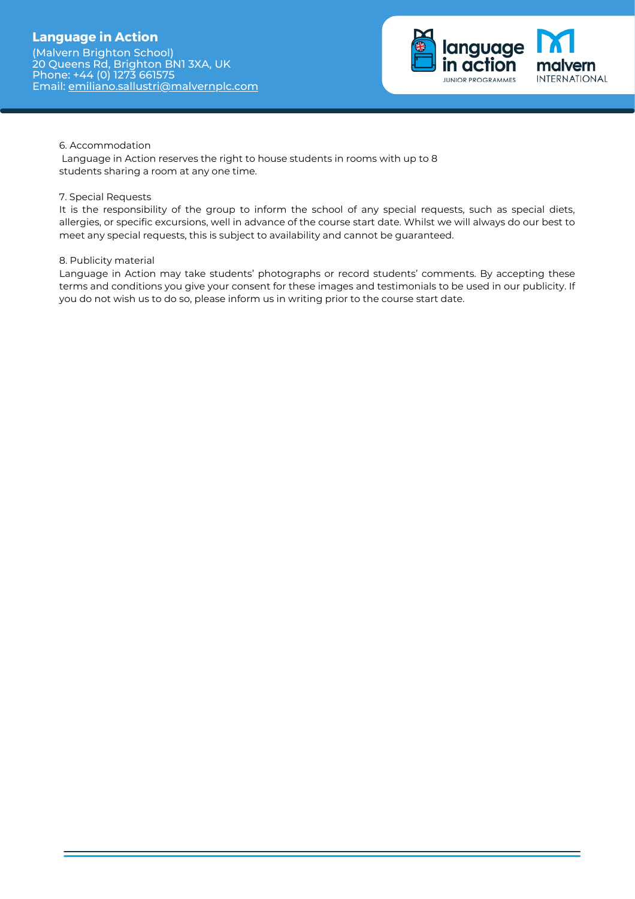6. Accommodation

Language in Action reserves the right to house students in rooms with up to 8 students sharing a room at any one time.

7. Special Requests

It is the responsibility of the group to inform the school of any special requests, such as special diets, allergies, or specific excursions, well in advance of the course start date. Whilst we will always do our best to meet any special requests, this is subject to availability and cannot be guaranteed.

8. Publicity material

Language in Action may take students' photographs or record students' comments. By accepting these terms and conditions you give your consent for these images and testimonials to be used in our publicity. If you do not wish us to do so, please inform us in writing prior to the course start date.